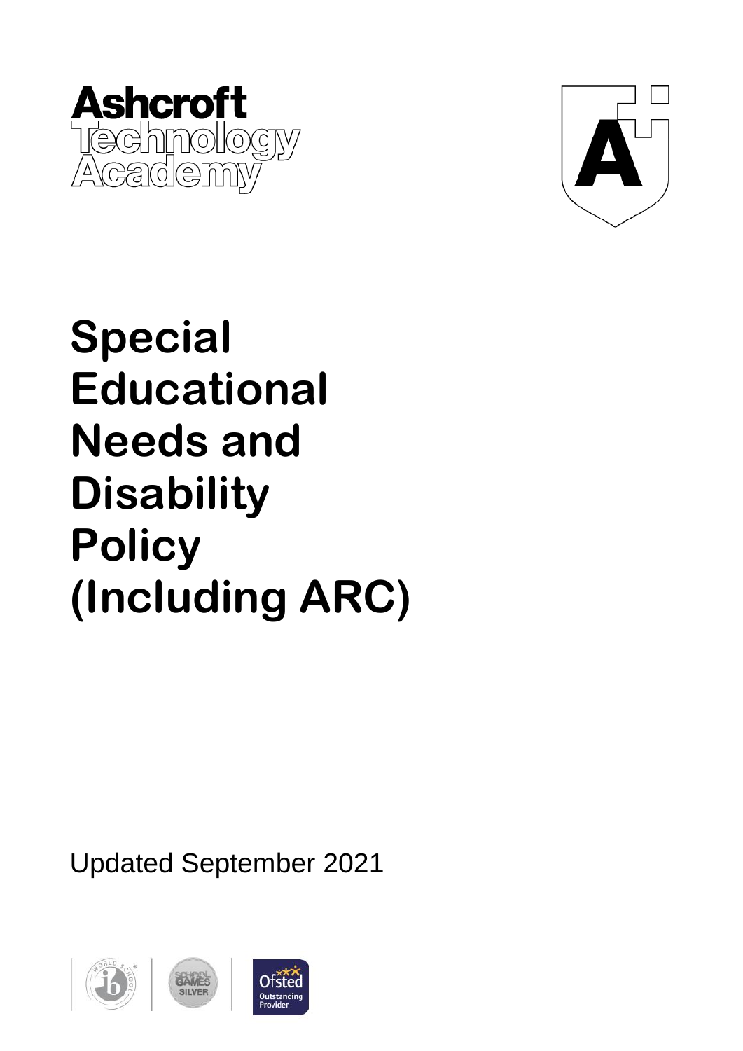Ashcroft Technology Academy

# Special Educational Needs and Disability Policy (Including ARC)

Updated September 2021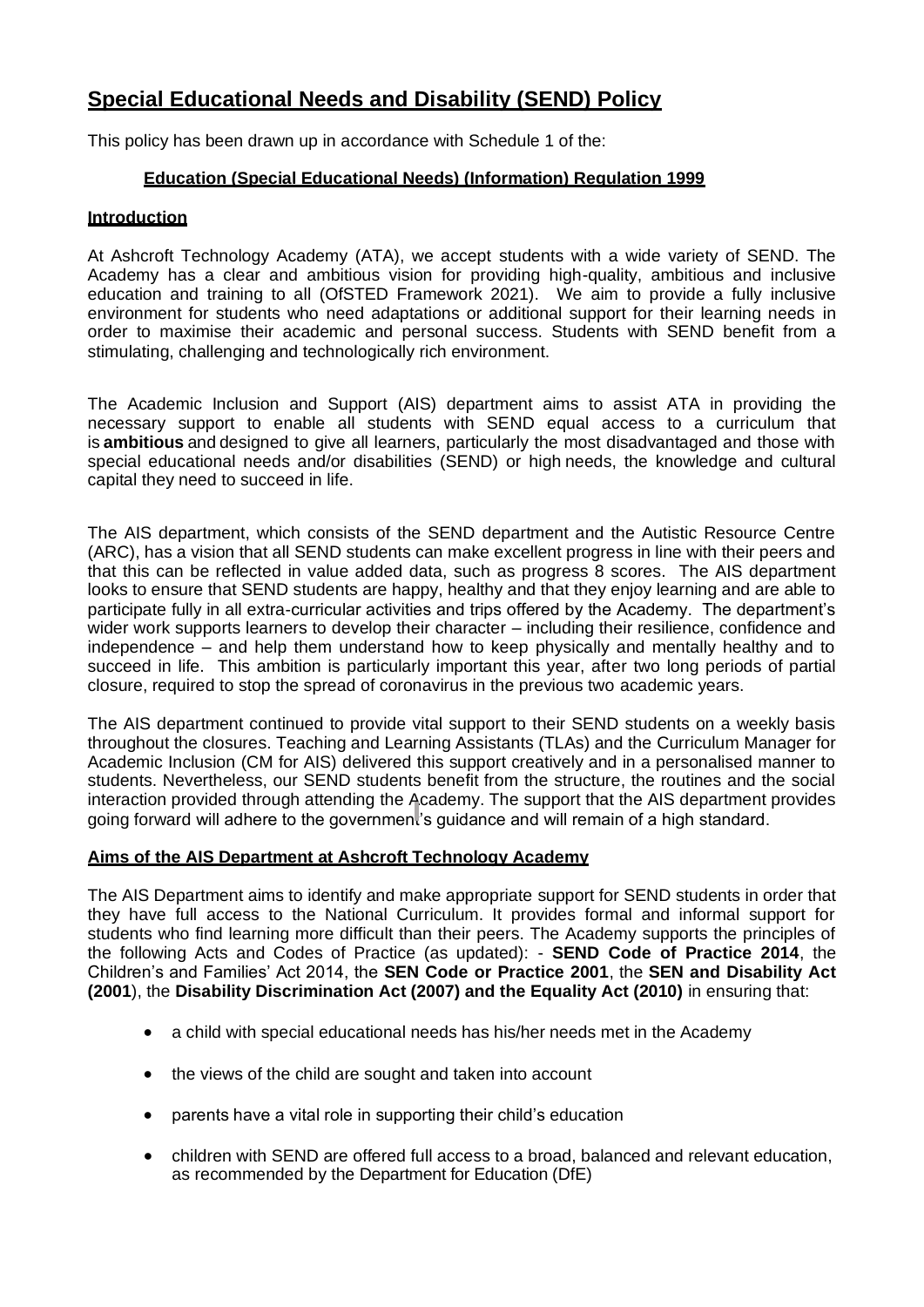# Special Educational Needs and Disability (SEND) Policy

This policy has been drawn up in accordance with Schedule 1 of the:

**Education (Special Educational Needs) (Information) Regulation 1999**

## Introduction

At Ashcroft Technology Academy (ATA), we accept students with a wide variety of SEND. The Academy has a clear and ambitious vision for providing high-quality, ambitious and inclusive education and training to all (OfSTED Framework 2021). We aim to provide a fully inclusive environment for students who need adaptations or additional support for their learning needs in order to maximise their academic and personal success. Students with SEND benefit from a stimulating, challenging and technologically rich environment.

The Academic Inclusion and Support (AIS) department aims to assist ATA in providing the necessary support to enable all students with SEND equal access to a curriculum that is **ambitious** and designed to give all learners, particularly the most disadvantaged and those with special educational needs and/or disabilities (SEND) or high needs, the knowledge and cultural capital they need to succeed in life.

The AIS department, which consists of the SEND department and the Autistic Resource Centre (ARC), has a vision that all SEND students can make excellent progress in line with their peers and that this can be reflected in value added data, such as progress 8 scores. The AIS department looks to ensure that SEND students are happy, healthy and that they enjoy learning and are able to participate fully in all extra-curricular activities and trips offered by the Academy. The department's wider work supports learners to develop their character – including their resilience, confidence and independence – and help them understand how to keep physically and mentally healthy and to succeed in life. This ambition is particularly important this year, after two long periods of partial closure, required to stop the spread of coronavirus in the previous two academic years.

The AIS department continued to provide vital support to their SEND students on a weekly basis throughout the closures. Teaching and Learning Assistants (TLAs) and the Curriculum Manager for Academic Inclusion (CM for AIS) delivered this support creatively and in a personalised manner to students. Nevertheless, our SEND students benefit from the structure, the routines and the social interaction provided through attending the Academy. The support that the AIS department provides going forward will adhere to the government's guidance and will remain of a high standard.

## Aims of the AIS Department at Ashcroft Technology Academy

The AIS Department aims to identify and make appropriate support for SEND students in order that they have full access to the National Curriculum. It provides formal and informal support for students who find learning more difficult than their peers. The Academy supports the principles of the following Acts and Codes of Practice (as updated): - **SEND Code of Practice 2014**, the Children's and Families' Act 2014, the **SEN Code or Practice 2001**, the **SEN and Disability Act (2001**), the **Disability Discrimination Act (2007) and the Equality Act (2010)** in ensuring that:

- a child with special educational needs has his/her needs met in the Academy
- the views of the child are sought and taken into account
- parents have a vital role in supporting their child's education
- children with SEND are offered full access to a broad, balanced and relevant education, as recommended by the Department for Education (DfE)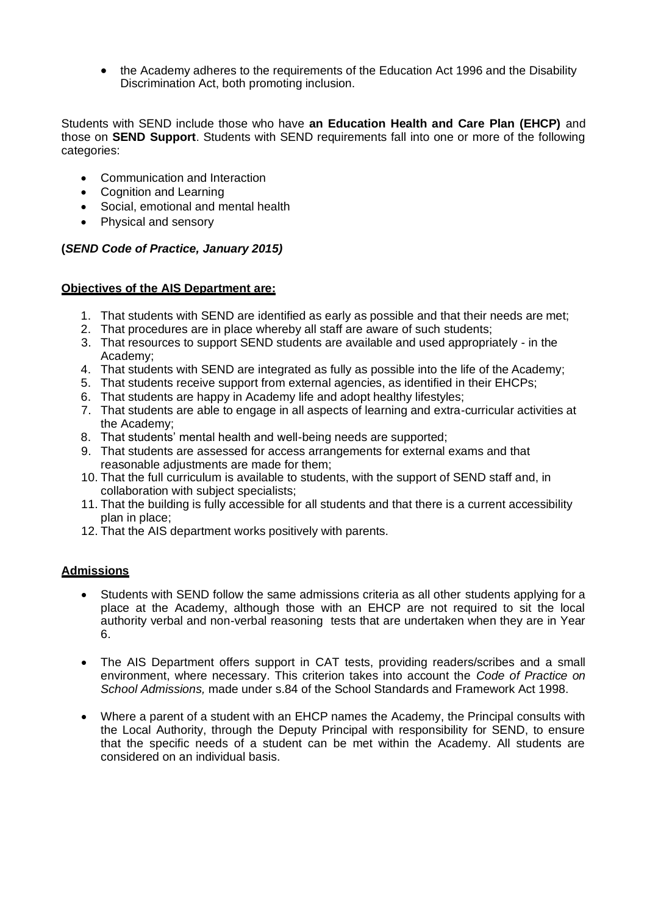- the Academy adheres to the requirements of the Education Act 1996 and the Disability Discrimination Act, both promoting inclusion.

Students with SEND include those who have **an Education Health and Care Plan (EHCP)** and those on **SEND Support**. Students with SEND requirements fall into one or more of the following categories:

- Communication and Interaction
- Cognition and Learning
- Social, emotional and mental health
- Physical and sensory

**(*SEND Code of Practice, January 2015)***

**Objectives of the AIS Department are:**

1. That students with SEND are identified as early as possible and that their needs are met;
2. That procedures are in place whereby all staff are aware of such students;
3. That resources to support SEND students are available and used appropriately - in the Academy;
4. That students with SEND are integrated as fully as possible into the life of the Academy;
5. That students receive support from external agencies, as identified in their EHCPs;
6. That students are happy in Academy life and adopt healthy lifestyles;
7. That students are able to engage in all aspects of learning and extra-curricular activities at the Academy;
8. That students' mental health and well-being needs are supported;
9. That students are assessed for access arrangements for external exams and that reasonable adjustments are made for them;
10. That the full curriculum is available to students, with the support of SEND staff and, in collaboration with subject specialists;
11. That the building is fully accessible for all students and that there is a current accessibility plan in place;
12. That the AIS department works positively with parents.

**Admissions**

- Students with SEND follow the same admissions criteria as all other students applying for a place at the Academy, although those with an EHCP are not required to sit the local authority verbal and non-verbal reasoning tests that are undertaken when they are in Year 6.

- The AIS Department offers support in CAT tests, providing readers/scribes and a small environment, where necessary. This criterion takes into account the *Code of Practice on School Admissions,* made under s.84 of the School Standards and Framework Act 1998.

- Where a parent of a student with an EHCP names the Academy, the Principal consults with the Local Authority, through the Deputy Principal with responsibility for SEND, to ensure that the specific needs of a student can be met within the Academy. All students are considered on an individual basis.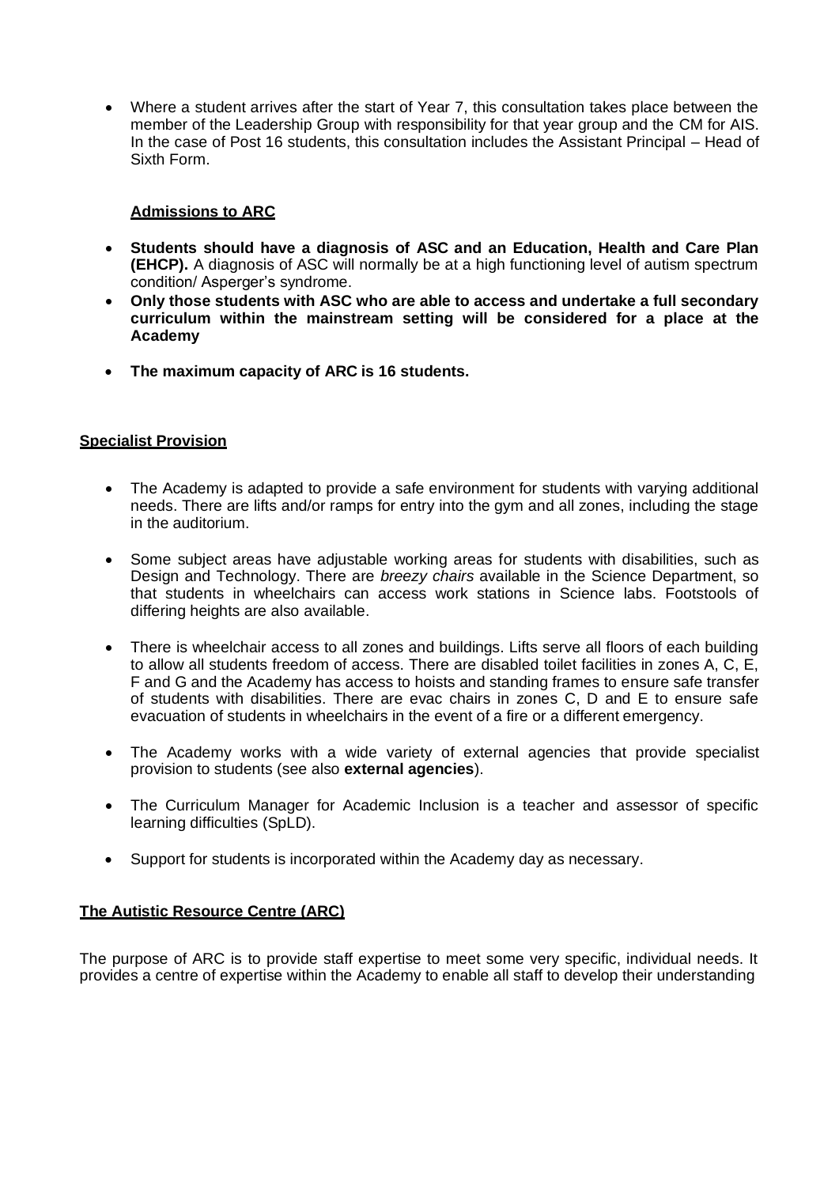- Where a student arrives after the start of Year 7, this consultation takes place between the member of the Leadership Group with responsibility for that year group and the CM for AIS. In the case of Post 16 students, this consultation includes the Assistant Principal – Head of Sixth Form.

**Admissions to ARC**

- **Students should have a diagnosis of ASC and an Education, Health and Care Plan (EHCP).** A diagnosis of ASC will normally be at a high functioning level of autism spectrum condition/ Asperger's syndrome.
- **Only those students with ASC who are able to access and undertake a full secondary curriculum within the mainstream setting will be considered for a place at the Academy**
- **The maximum capacity of ARC is 16 students.**

## Specialist Provision

- The Academy is adapted to provide a safe environment for students with varying additional needs. There are lifts and/or ramps for entry into the gym and all zones, including the stage in the auditorium.
- Some subject areas have adjustable working areas for students with disabilities, such as Design and Technology. There are *breezy chairs* available in the Science Department, so that students in wheelchairs can access work stations in Science labs. Footstools of differing heights are also available.
- There is wheelchair access to all zones and buildings. Lifts serve all floors of each building to allow all students freedom of access. There are disabled toilet facilities in zones A, C, E, F and G and the Academy has access to hoists and standing frames to ensure safe transfer of students with disabilities. There are evac chairs in zones C, D and E to ensure safe evacuation of students in wheelchairs in the event of a fire or a different emergency.
- The Academy works with a wide variety of external agencies that provide specialist provision to students (see also **external agencies**).
- The Curriculum Manager for Academic Inclusion is a teacher and assessor of specific learning difficulties (SpLD).
- Support for students is incorporated within the Academy day as necessary.

## The Autistic Resource Centre (ARC)

The purpose of ARC is to provide staff expertise to meet some very specific, individual needs. It provides a centre of expertise within the Academy to enable all staff to develop their understanding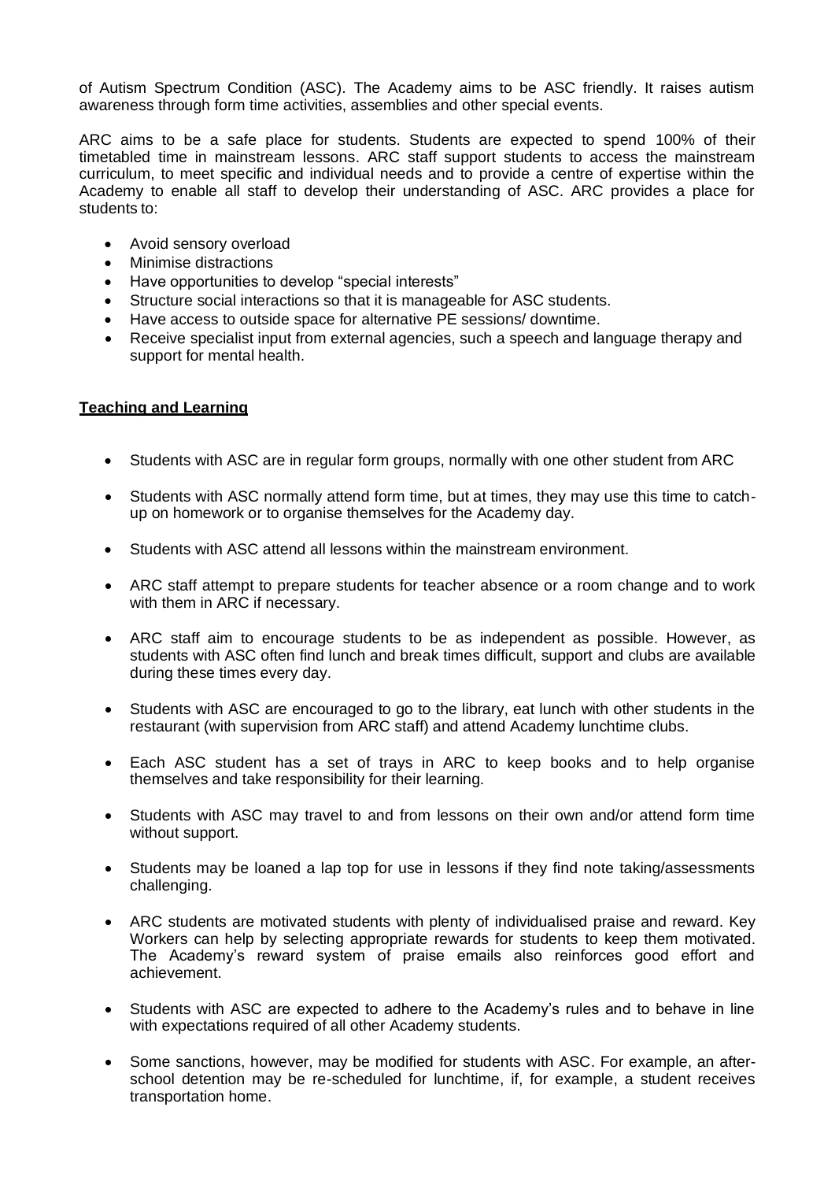of Autism Spectrum Condition (ASC). The Academy aims to be ASC friendly. It raises autism awareness through form time activities, assemblies and other special events.

ARC aims to be a safe place for students. Students are expected to spend 100% of their timetabled time in mainstream lessons. ARC staff support students to access the mainstream curriculum, to meet specific and individual needs and to provide a centre of expertise within the Academy to enable all staff to develop their understanding of ASC. ARC provides a place for students to:

- Avoid sensory overload
- Minimise distractions
- Have opportunities to develop "special interests"
- Structure social interactions so that it is manageable for ASC students.
- Have access to outside space for alternative PE sessions/ downtime.
- Receive specialist input from external agencies, such a speech and language therapy and support for mental health.

**Teaching and Learning**

- Students with ASC are in regular form groups, normally with one other student from ARC
- Students with ASC normally attend form time, but at times, they may use this time to catch-up on homework or to organise themselves for the Academy day.
- Students with ASC attend all lessons within the mainstream environment.
- ARC staff attempt to prepare students for teacher absence or a room change and to work with them in ARC if necessary.
- ARC staff aim to encourage students to be as independent as possible. However, as students with ASC often find lunch and break times difficult, support and clubs are available during these times every day.
- Students with ASC are encouraged to go to the library, eat lunch with other students in the restaurant (with supervision from ARC staff) and attend Academy lunchtime clubs.
- Each ASC student has a set of trays in ARC to keep books and to help organise themselves and take responsibility for their learning.
- Students with ASC may travel to and from lessons on their own and/or attend form time without support.
- Students may be loaned a lap top for use in lessons if they find note taking/assessments challenging.
- ARC students are motivated students with plenty of individualised praise and reward. Key Workers can help by selecting appropriate rewards for students to keep them motivated. The Academy's reward system of praise emails also reinforces good effort and achievement.
- Students with ASC are expected to adhere to the Academy's rules and to behave in line with expectations required of all other Academy students.
- Some sanctions, however, may be modified for students with ASC. For example, an after-school detention may be re-scheduled for lunchtime, if, for example, a student receives transportation home.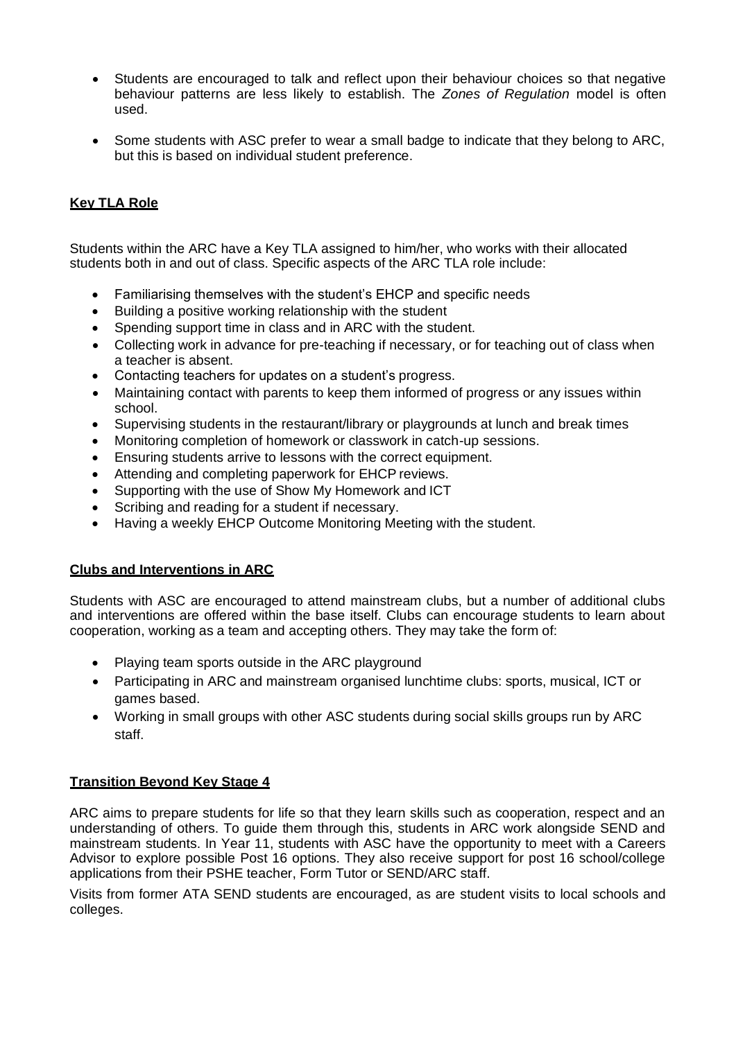- Students are encouraged to talk and reflect upon their behaviour choices so that negative behaviour patterns are less likely to establish. The *Zones of Regulation* model is often used.

- Some students with ASC prefer to wear a small badge to indicate that they belong to ARC, but this is based on individual student preference.

## Key TLA Role

Students within the ARC have a Key TLA assigned to him/her, who works with their allocated students both in and out of class. Specific aspects of the ARC TLA role include:

- Familiarising themselves with the student's EHCP and specific needs
- Building a positive working relationship with the student
- Spending support time in class and in ARC with the student.
- Collecting work in advance for pre-teaching if necessary, or for teaching out of class when a teacher is absent.
- Contacting teachers for updates on a student's progress.
- Maintaining contact with parents to keep them informed of progress or any issues within school.
- Supervising students in the restaurant/library or playgrounds at lunch and break times
- Monitoring completion of homework or classwork in catch-up sessions.
- Ensuring students arrive to lessons with the correct equipment.
- Attending and completing paperwork for EHCP reviews.
- Supporting with the use of Show My Homework and ICT
- Scribing and reading for a student if necessary.
- Having a weekly EHCP Outcome Monitoring Meeting with the student.

## Clubs and Interventions in ARC

Students with ASC are encouraged to attend mainstream clubs, but a number of additional clubs and interventions are offered within the base itself. Clubs can encourage students to learn about cooperation, working as a team and accepting others. They may take the form of:

- Playing team sports outside in the ARC playground
- Participating in ARC and mainstream organised lunchtime clubs: sports, musical, ICT or games based.
- Working in small groups with other ASC students during social skills groups run by ARC staff.

## Transition Beyond Key Stage 4

ARC aims to prepare students for life so that they learn skills such as cooperation, respect and an understanding of others. To guide them through this, students in ARC work alongside SEND and mainstream students. In Year 11, students with ASC have the opportunity to meet with a Careers Advisor to explore possible Post 16 options. They also receive support for post 16 school/college applications from their PSHE teacher, Form Tutor or SEND/ARC staff.

Visits from former ATA SEND students are encouraged, as are student visits to local schools and colleges.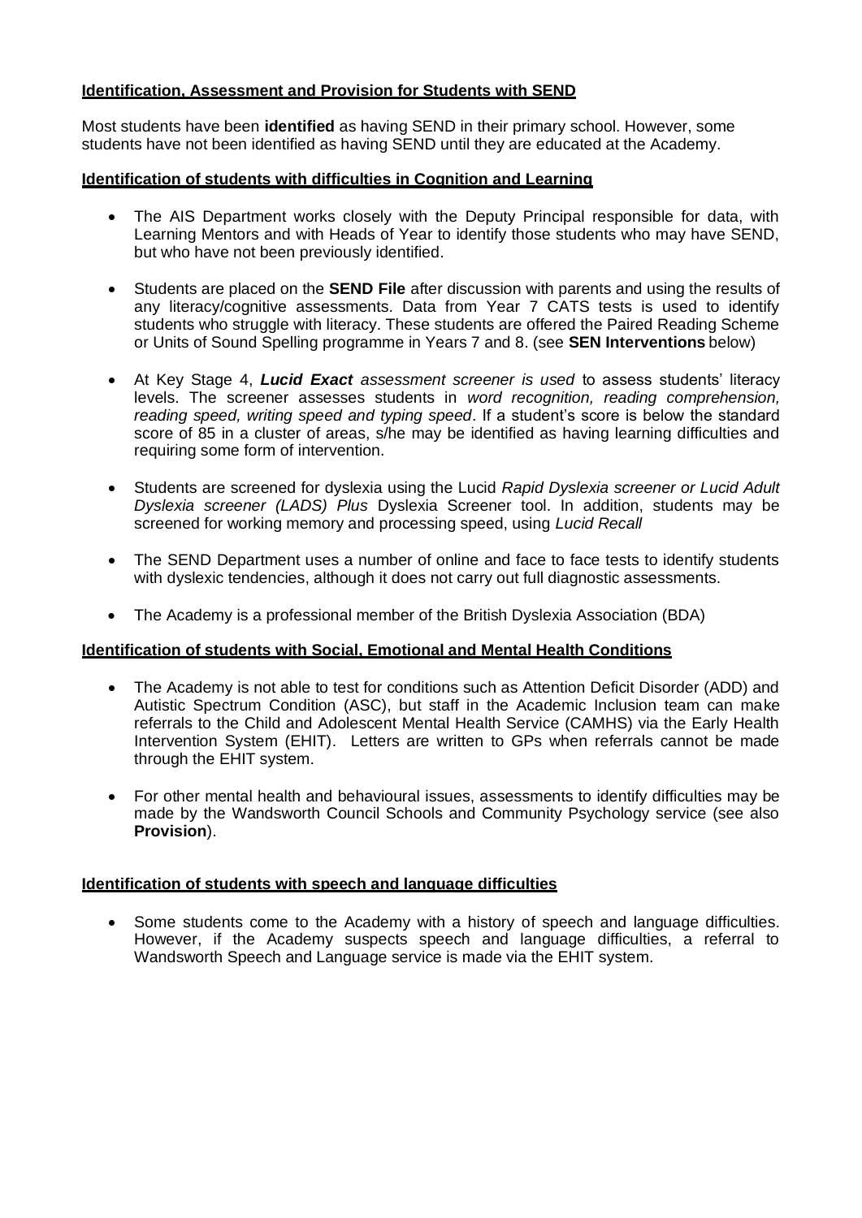## Identification, Assessment and Provision for Students with SEND

Most students have been **identified** as having SEND in their primary school. However, some students have not been identified as having SEND until they are educated at the Academy.

### Identification of students with difficulties in Cognition and Learning

- The AIS Department works closely with the Deputy Principal responsible for data, with Learning Mentors and with Heads of Year to identify those students who may have SEND, but who have not been previously identified.
- Students are placed on the **SEND File** after discussion with parents and using the results of any literacy/cognitive assessments. Data from Year 7 CATS tests is used to identify students who struggle with literacy. These students are offered the Paired Reading Scheme or Units of Sound Spelling programme in Years 7 and 8. (see **SEN Interventions** below)
- At Key Stage 4, ***Lucid Exact*** *assessment screener is used* to assess students' literacy levels. The screener assesses students in *word recognition, reading comprehension, reading speed, writing speed and typing speed*. If a student's score is below the standard score of 85 in a cluster of areas, s/he may be identified as having learning difficulties and requiring some form of intervention.
- Students are screened for dyslexia using the Lucid *Rapid Dyslexia screener or Lucid Adult Dyslexia screener (LADS) Plus* Dyslexia Screener tool. In addition, students may be screened for working memory and processing speed, using *Lucid Recall*
- The SEND Department uses a number of online and face to face tests to identify students with dyslexic tendencies, although it does not carry out full diagnostic assessments.
- The Academy is a professional member of the British Dyslexia Association (BDA)

### Identification of students with Social, Emotional and Mental Health Conditions

- The Academy is not able to test for conditions such as Attention Deficit Disorder (ADD) and Autistic Spectrum Condition (ASC), but staff in the Academic Inclusion team can make referrals to the Child and Adolescent Mental Health Service (CAMHS) via the Early Health Intervention System (EHIT). Letters are written to GPs when referrals cannot be made through the EHIT system.
- For other mental health and behavioural issues, assessments to identify difficulties may be made by the Wandsworth Council Schools and Community Psychology service (see also **Provision**).

### Identification of students with speech and language difficulties

- Some students come to the Academy with a history of speech and language difficulties. However, if the Academy suspects speech and language difficulties, a referral to Wandsworth Speech and Language service is made via the EHIT system.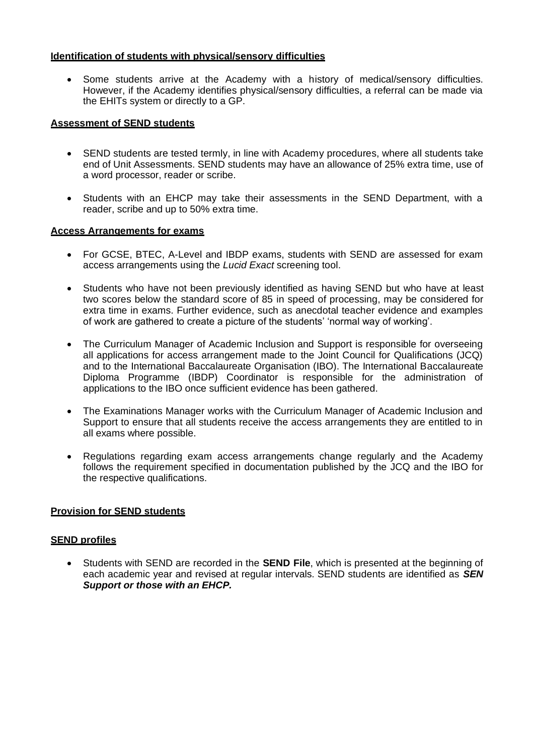**Identification of students with physical/sensory difficulties**

- Some students arrive at the Academy with a history of medical/sensory difficulties. However, if the Academy identifies physical/sensory difficulties, a referral can be made via the EHITs system or directly to a GP.

**Assessment of SEND students**

- SEND students are tested termly, in line with Academy procedures, where all students take end of Unit Assessments. SEND students may have an allowance of 25% extra time, use of a word processor, reader or scribe.
- Students with an EHCP may take their assessments in the SEND Department, with a reader, scribe and up to 50% extra time.

**Access Arrangements for exams**

- For GCSE, BTEC, A-Level and IBDP exams, students with SEND are assessed for exam access arrangements using the *Lucid Exact* screening tool.
- Students who have not been previously identified as having SEND but who have at least two scores below the standard score of 85 in speed of processing, may be considered for extra time in exams. Further evidence, such as anecdotal teacher evidence and examples of work are gathered to create a picture of the students' 'normal way of working'.
- The Curriculum Manager of Academic Inclusion and Support is responsible for overseeing all applications for access arrangement made to the Joint Council for Qualifications (JCQ) and to the International Baccalaureate Organisation (IBO). The International Baccalaureate Diploma Programme (IBDP) Coordinator is responsible for the administration of applications to the IBO once sufficient evidence has been gathered.
- The Examinations Manager works with the Curriculum Manager of Academic Inclusion and Support to ensure that all students receive the access arrangements they are entitled to in all exams where possible.
- Regulations regarding exam access arrangements change regularly and the Academy follows the requirement specified in documentation published by the JCQ and the IBO for the respective qualifications.

**Provision for SEND students**

**SEND profiles**

- Students with SEND are recorded in the **SEND File**, which is presented at the beginning of each academic year and revised at regular intervals. SEND students are identified as ***SEN Support or those with an EHCP.***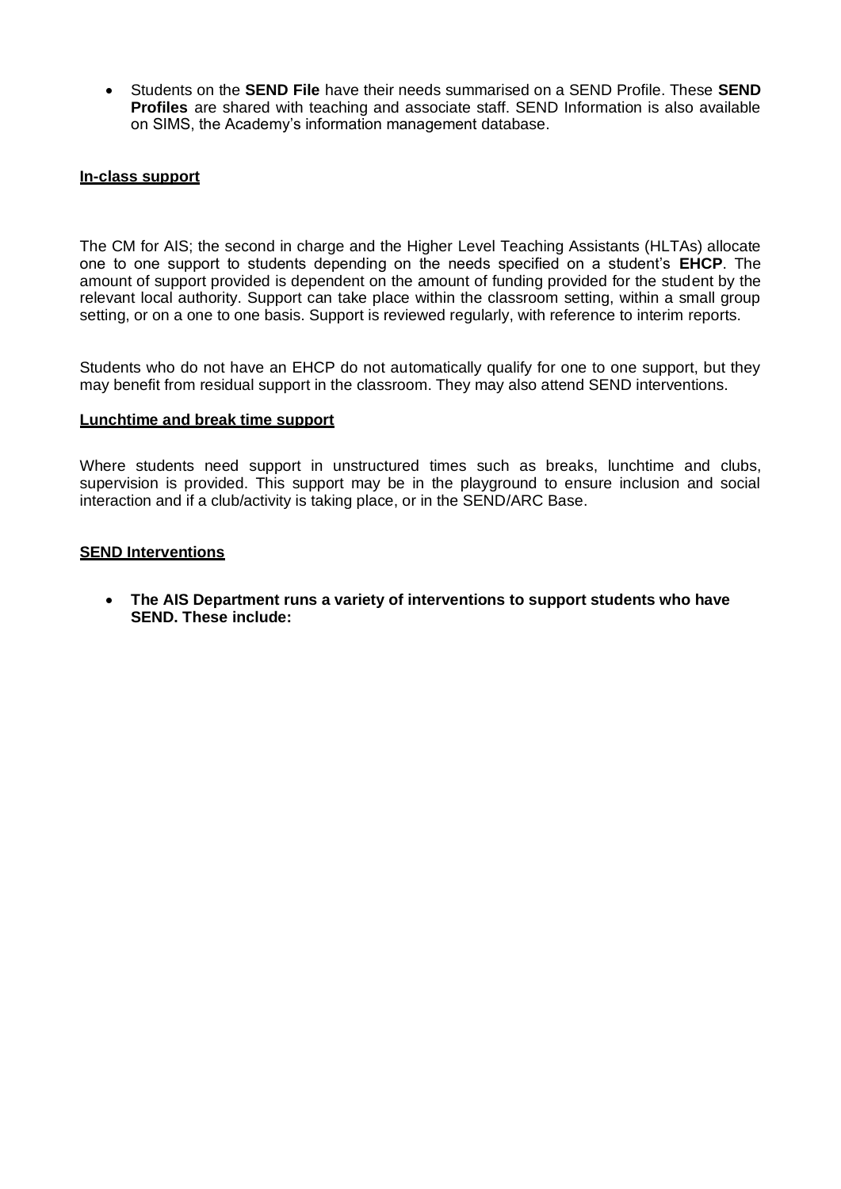- Students on the **SEND File** have their needs summarised on a SEND Profile. These **SEND Profiles** are shared with teaching and associate staff. SEND Information is also available on SIMS, the Academy's information management database.

**In-class support**

The CM for AIS; the second in charge and the Higher Level Teaching Assistants (HLTAs) allocate one to one support to students depending on the needs specified on a student's **EHCP**. The amount of support provided is dependent on the amount of funding provided for the student by the relevant local authority. Support can take place within the classroom setting, within a small group setting, or on a one to one basis. Support is reviewed regularly, with reference to interim reports.

Students who do not have an EHCP do not automatically qualify for one to one support, but they may benefit from residual support in the classroom. They may also attend SEND interventions.

**Lunchtime and break time support**

Where students need support in unstructured times such as breaks, lunchtime and clubs, supervision is provided. This support may be in the playground to ensure inclusion and social interaction and if a club/activity is taking place, or in the SEND/ARC Base.

**SEND Interventions**

- **The AIS Department runs a variety of interventions to support students who have SEND. These include:**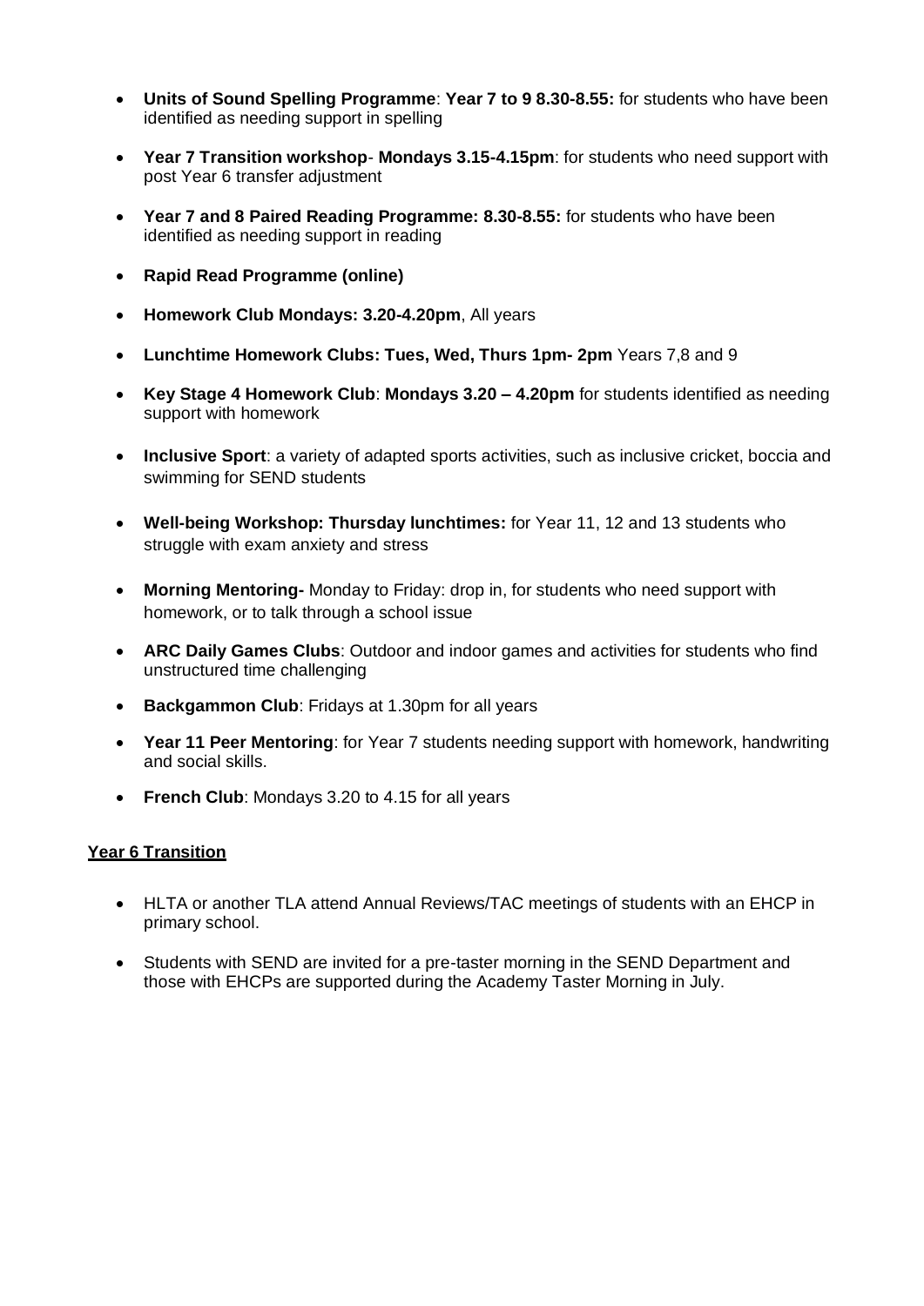- **Units of Sound Spelling Programme**: **Year 7 to 9 8.30-8.55:** for students who have been identified as needing support in spelling
- **Year 7 Transition workshop**- **Mondays 3.15-4.15pm**: for students who need support with post Year 6 transfer adjustment
- **Year 7 and 8 Paired Reading Programme: 8.30-8.55:** for students who have been identified as needing support in reading
- **Rapid Read Programme (online)**
- **Homework Club Mondays: 3.20-4.20pm**, All years
- **Lunchtime Homework Clubs: Tues, Wed, Thurs 1pm- 2pm** Years 7,8 and 9
- **Key Stage 4 Homework Club**: **Mondays 3.20 – 4.20pm** for students identified as needing support with homework
- **Inclusive Sport**: a variety of adapted sports activities, such as inclusive cricket, boccia and swimming for SEND students
- **Well-being Workshop: Thursday lunchtimes:** for Year 11, 12 and 13 students who struggle with exam anxiety and stress
- **Morning Mentoring-** Monday to Friday: drop in, for students who need support with homework, or to talk through a school issue
- **ARC Daily Games Clubs**: Outdoor and indoor games and activities for students who find unstructured time challenging
- **Backgammon Club**: Fridays at 1.30pm for all years
- **Year 11 Peer Mentoring**: for Year 7 students needing support with homework, handwriting and social skills.
- **French Club**: Mondays 3.20 to 4.15 for all years

**Year 6 Transition**

- HLTA or another TLA attend Annual Reviews/TAC meetings of students with an EHCP in primary school.
- Students with SEND are invited for a pre-taster morning in the SEND Department and those with EHCPs are supported during the Academy Taster Morning in July.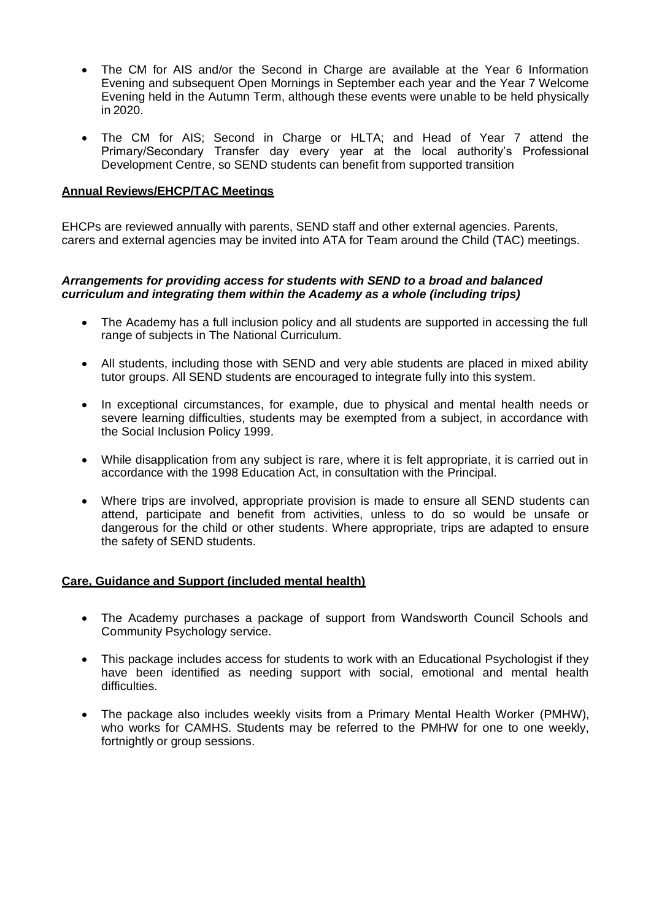- The CM for AIS and/or the Second in Charge are available at the Year 6 Information Evening and subsequent Open Mornings in September each year and the Year 7 Welcome Evening held in the Autumn Term, although these events were unable to be held physically in 2020.

- The CM for AIS; Second in Charge or HLTA; and Head of Year 7 attend the Primary/Secondary Transfer day every year at the local authority's Professional Development Centre, so SEND students can benefit from supported transition

**Annual Reviews/EHCP/TAC Meetings**

EHCPs are reviewed annually with parents, SEND staff and other external agencies. Parents, carers and external agencies may be invited into ATA for Team around the Child (TAC) meetings.

***Arrangements for providing access for students with SEND to a broad and balanced curriculum and integrating them within the Academy as a whole (including trips)***

- The Academy has a full inclusion policy and all students are supported in accessing the full range of subjects in The National Curriculum.

- All students, including those with SEND and very able students are placed in mixed ability tutor groups. All SEND students are encouraged to integrate fully into this system.

- In exceptional circumstances, for example, due to physical and mental health needs or severe learning difficulties, students may be exempted from a subject, in accordance with the Social Inclusion Policy 1999.

- While disapplication from any subject is rare, where it is felt appropriate, it is carried out in accordance with the 1998 Education Act, in consultation with the Principal.

- Where trips are involved, appropriate provision is made to ensure all SEND students can attend, participate and benefit from activities, unless to do so would be unsafe or dangerous for the child or other students. Where appropriate, trips are adapted to ensure the safety of SEND students.

**Care, Guidance and Support (included mental health)**

- The Academy purchases a package of support from Wandsworth Council Schools and Community Psychology service.

- This package includes access for students to work with an Educational Psychologist if they have been identified as needing support with social, emotional and mental health difficulties.

- The package also includes weekly visits from a Primary Mental Health Worker (PMHW), who works for CAMHS. Students may be referred to the PMHW for one to one weekly, fortnightly or group sessions.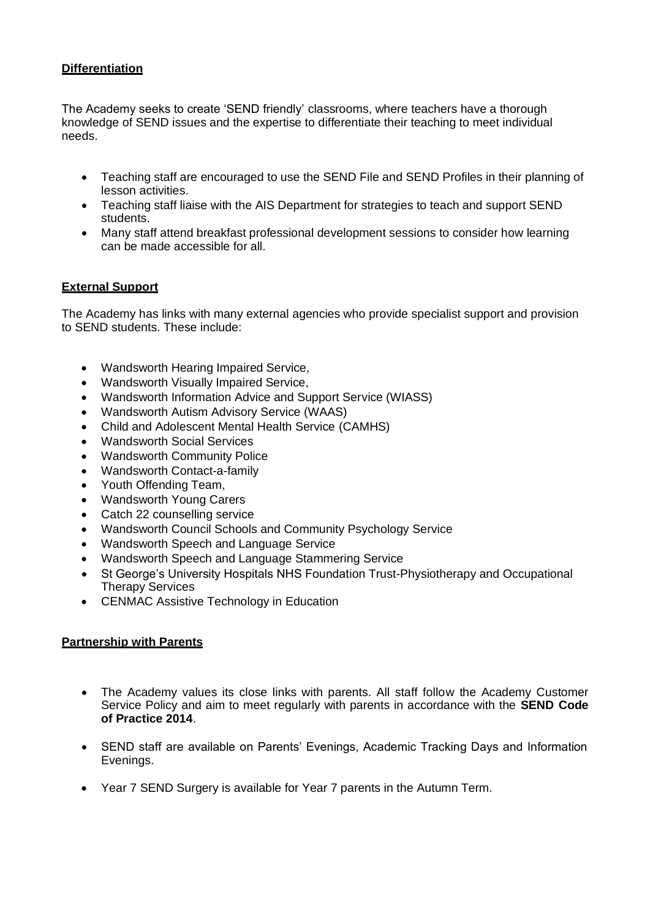## Differentiation

The Academy seeks to create 'SEND friendly' classrooms, where teachers have a thorough knowledge of SEND issues and the expertise to differentiate their teaching to meet individual needs.

- Teaching staff are encouraged to use the SEND File and SEND Profiles in their planning of lesson activities.
- Teaching staff liaise with the AIS Department for strategies to teach and support SEND students.
- Many staff attend breakfast professional development sessions to consider how learning can be made accessible for all.

## External Support

The Academy has links with many external agencies who provide specialist support and provision to SEND students. These include:

- Wandsworth Hearing Impaired Service,
- Wandsworth Visually Impaired Service,
- Wandsworth Information Advice and Support Service (WIASS)
- Wandsworth Autism Advisory Service (WAAS)
- Child and Adolescent Mental Health Service (CAMHS)
- Wandsworth Social Services
- Wandsworth Community Police
- Wandsworth Contact-a-family
- Youth Offending Team,
- Wandsworth Young Carers
- Catch 22 counselling service
- Wandsworth Council Schools and Community Psychology Service
- Wandsworth Speech and Language Service
- Wandsworth Speech and Language Stammering Service
- St George's University Hospitals NHS Foundation Trust-Physiotherapy and Occupational Therapy Services
- CENMAC Assistive Technology in Education

## Partnership with Parents

- The Academy values its close links with parents. All staff follow the Academy Customer Service Policy and aim to meet regularly with parents in accordance with the **SEND Code of Practice 2014**.

- SEND staff are available on Parents' Evenings, Academic Tracking Days and Information Evenings.

- Year 7 SEND Surgery is available for Year 7 parents in the Autumn Term.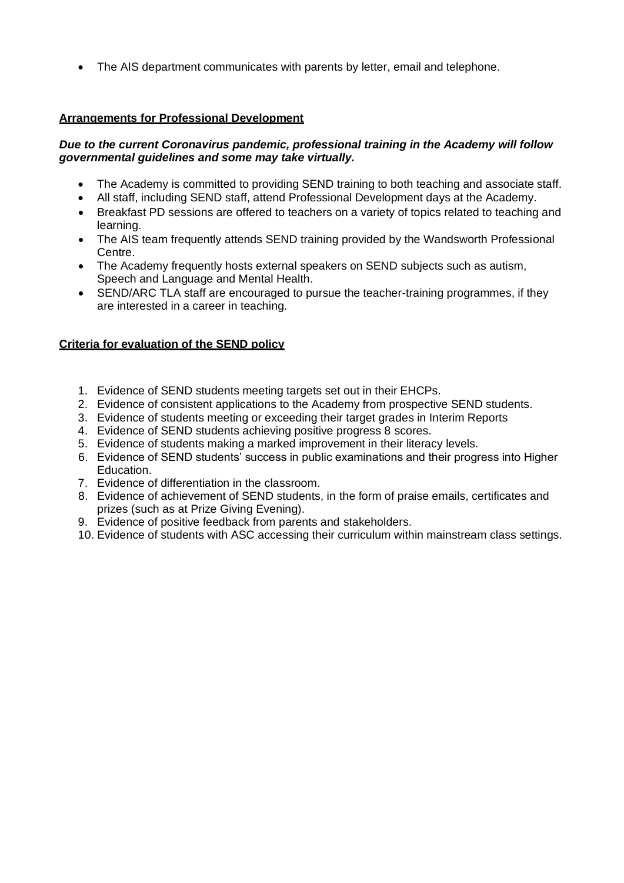- The AIS department communicates with parents by letter, email and telephone.

## Arrangements for Professional Development

***Due to the current Coronavirus pandemic, professional training in the Academy will follow governmental guidelines and some may take virtually.***

- The Academy is committed to providing SEND training to both teaching and associate staff.
- All staff, including SEND staff, attend Professional Development days at the Academy.
- Breakfast PD sessions are offered to teachers on a variety of topics related to teaching and learning.
- The AIS team frequently attends SEND training provided by the Wandsworth Professional Centre.
- The Academy frequently hosts external speakers on SEND subjects such as autism, Speech and Language and Mental Health.
- SEND/ARC TLA staff are encouraged to pursue the teacher-training programmes, if they are interested in a career in teaching.

## Criteria for evaluation of the SEND policy

1. Evidence of SEND students meeting targets set out in their EHCPs.
2. Evidence of consistent applications to the Academy from prospective SEND students.
3. Evidence of students meeting or exceeding their target grades in Interim Reports
4. Evidence of SEND students achieving positive progress 8 scores.
5. Evidence of students making a marked improvement in their literacy levels.
6. Evidence of SEND students' success in public examinations and their progress into Higher Education.
7. Evidence of differentiation in the classroom.
8. Evidence of achievement of SEND students, in the form of praise emails, certificates and prizes (such as at Prize Giving Evening).
9. Evidence of positive feedback from parents and stakeholders.
10. Evidence of students with ASC accessing their curriculum within mainstream class settings.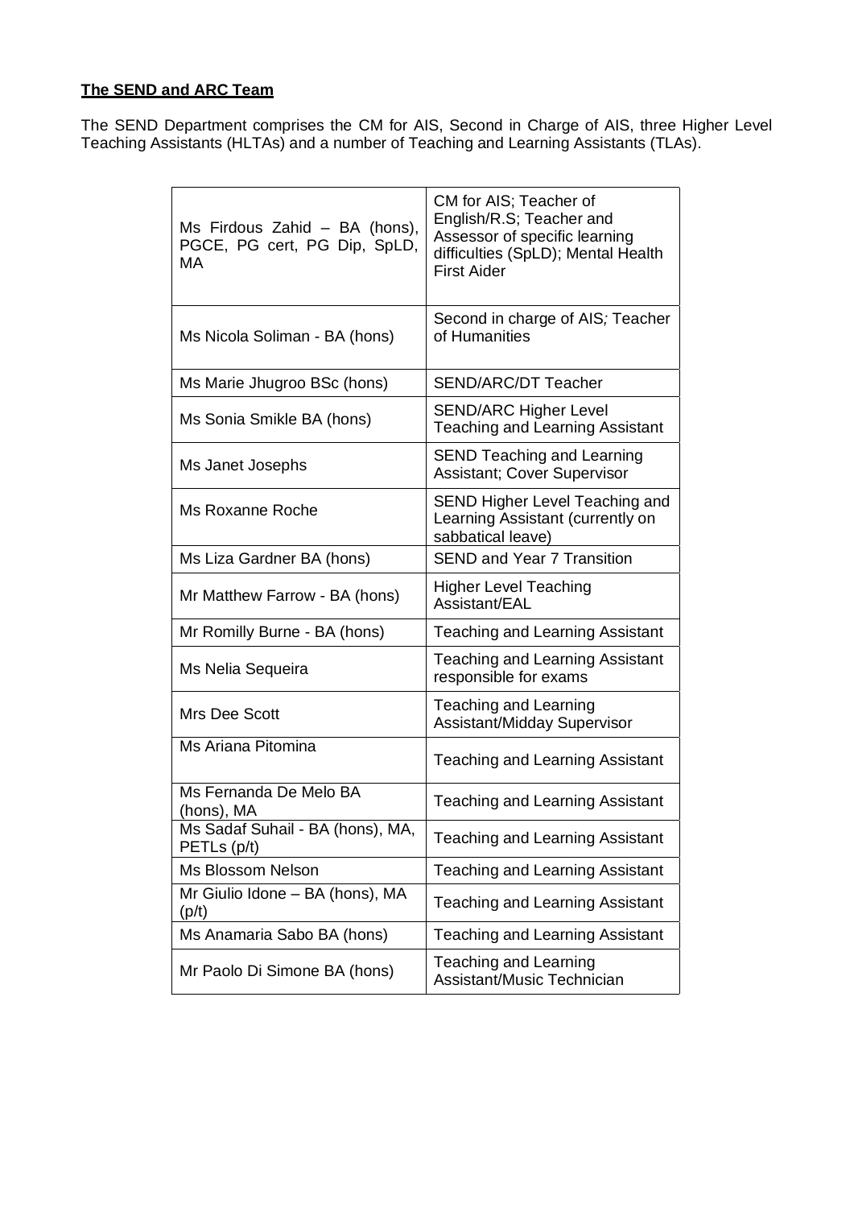**The SEND and ARC Team**

The SEND Department comprises the CM for AIS, Second in Charge of AIS, three Higher Level Teaching Assistants (HLTAs) and a number of Teaching and Learning Assistants (TLAs).

| | |
|---|---|
| Ms Firdous Zahid – BA (hons), PGCE, PG cert, PG Dip, SpLD, MA | CM for AIS; Teacher of English/R.S; Teacher and Assessor of specific learning difficulties (SpLD); Mental Health First Aider |
| Ms Nicola Soliman - BA (hons) | Second in charge of AIS*;* Teacher of Humanities |
| Ms Marie Jhugroo BSc (hons) | SEND/ARC/DT Teacher |
| Ms Sonia Smikle BA (hons) | SEND/ARC Higher Level Teaching and Learning Assistant |
| Ms Janet Josephs | SEND Teaching and Learning Assistant; Cover Supervisor |
| Ms Roxanne Roche | SEND Higher Level Teaching and Learning Assistant (currently on sabbatical leave) |
| Ms Liza Gardner BA (hons) | SEND and Year 7 Transition |
| Mr Matthew Farrow - BA (hons) | Higher Level Teaching Assistant/EAL |
| Mr Romilly Burne - BA (hons) | Teaching and Learning Assistant |
| Ms Nelia Sequeira | Teaching and Learning Assistant responsible for exams |
| Mrs Dee Scott | Teaching and Learning Assistant/Midday Supervisor |
| Ms Ariana Pitomina | Teaching and Learning Assistant |
| Ms Fernanda De Melo BA (hons), MA | Teaching and Learning Assistant |
| Ms Sadaf Suhail - BA (hons), MA, PETLs (p/t) | Teaching and Learning Assistant |
| Ms Blossom Nelson | Teaching and Learning Assistant |
| Mr Giulio Idone – BA (hons), MA (p/t) | Teaching and Learning Assistant |
| Ms Anamaria Sabo BA (hons) | Teaching and Learning Assistant |
| Mr Paolo Di Simone BA (hons) | Teaching and Learning Assistant/Music Technician |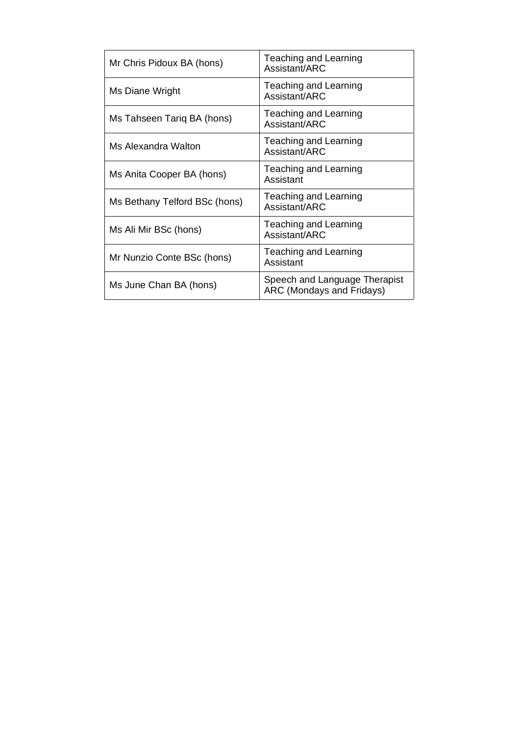| | |
|---|---|
| Mr Chris Pidoux BA (hons) | Teaching and Learning Assistant/ARC |
| Ms Diane Wright | Teaching and Learning Assistant/ARC |
| Ms Tahseen Tariq BA (hons) | Teaching and Learning Assistant/ARC |
| Ms Alexandra Walton | Teaching and Learning Assistant/ARC |
| Ms Anita Cooper BA (hons) | Teaching and Learning Assistant |
| Ms Bethany Telford BSc (hons) | Teaching and Learning Assistant/ARC |
| Ms Ali Mir BSc (hons) | Teaching and Learning Assistant/ARC |
| Mr Nunzio Conte BSc (hons) | Teaching and Learning Assistant |
| Ms June Chan BA (hons) | Speech and Language Therapist ARC (Mondays and Fridays) |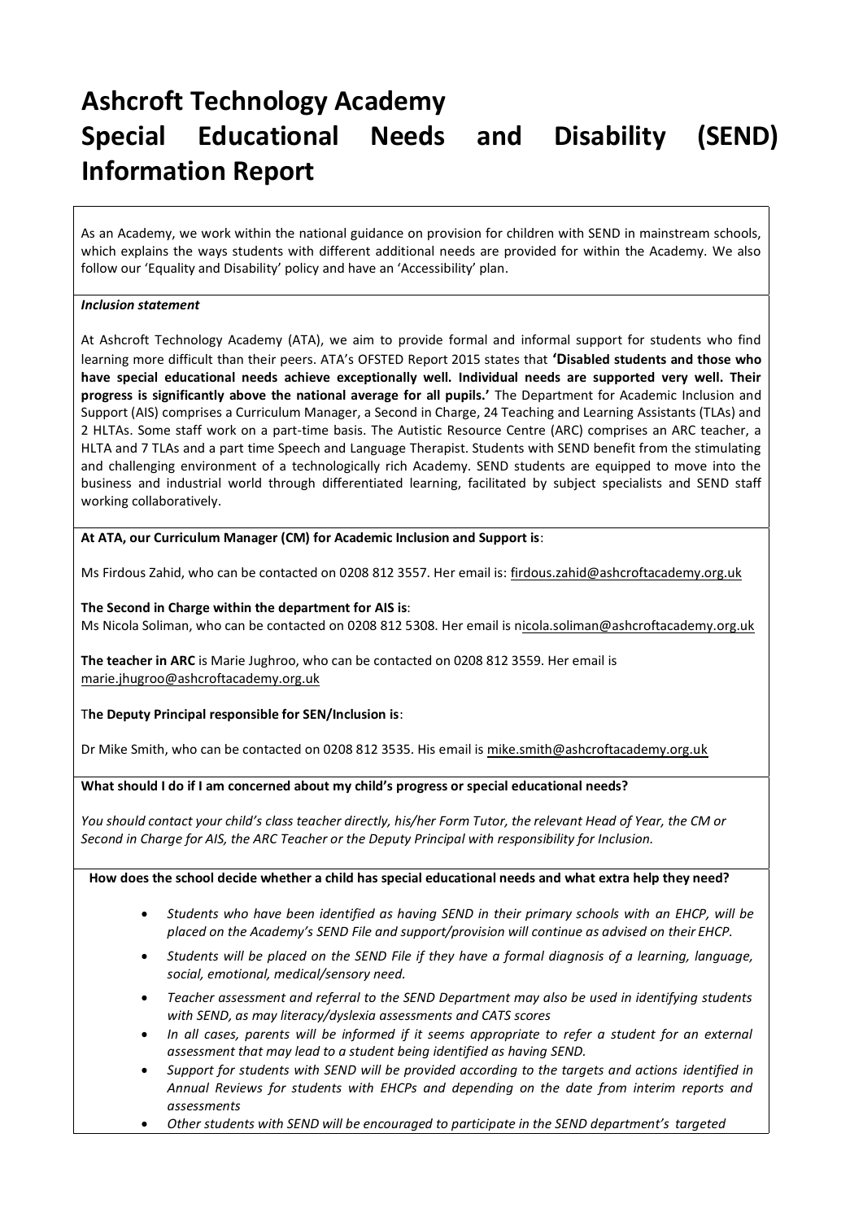# Ashcroft Technology Academy
# Special Educational Needs and Disability (SEND) Information Report

As an Academy, we work within the national guidance on provision for children with SEND in mainstream schools, which explains the ways students with different additional needs are provided for within the Academy. We also follow our 'Equality and Disability' policy and have an 'Accessibility' plan.

***Inclusion statement***

At Ashcroft Technology Academy (ATA), we aim to provide formal and informal support for students who find learning more difficult than their peers. ATA's OFSTED Report 2015 states that **'Disabled students and those who have special educational needs achieve exceptionally well. Individual needs are supported very well. Their progress is significantly above the national average for all pupils.'** The Department for Academic Inclusion and Support (AIS) comprises a Curriculum Manager, a Second in Charge, 24 Teaching and Learning Assistants (TLAs) and 2 HLTAs. Some staff work on a part-time basis. The Autistic Resource Centre (ARC) comprises an ARC teacher, a HLTA and 7 TLAs and a part time Speech and Language Therapist. Students with SEND benefit from the stimulating and challenging environment of a technologically rich Academy. SEND students are equipped to move into the business and industrial world through differentiated learning, facilitated by subject specialists and SEND staff working collaboratively.

**At ATA, our Curriculum Manager (CM) for Academic Inclusion and Support is**:

Ms Firdous Zahid, who can be contacted on 0208 812 3557. Her email is: firdous.zahid@ashcroftacademy.org.uk

**The Second in Charge within the department for AIS is**:
Ms Nicola Soliman, who can be contacted on 0208 812 5308. Her email is nicola.soliman@ashcroftacademy.org.uk

**The teacher in ARC** is Marie Jughroo, who can be contacted on 0208 812 3559. Her email is marie.jhugroo@ashcroftacademy.org.uk

T**he Deputy Principal responsible for SEN/Inclusion is**:

Dr Mike Smith, who can be contacted on 0208 812 3535. His email is mike.smith@ashcroftacademy.org.uk

**What should I do if I am concerned about my child's progress or special educational needs?**

*You should contact your child's class teacher directly, his/her Form Tutor, the relevant Head of Year, the CM or Second in Charge for AIS, the ARC Teacher or the Deputy Principal with responsibility for Inclusion.*

**How does the school decide whether a child has special educational needs and what extra help they need?**

- *Students who have been identified as having SEND in their primary schools with an EHCP, will be placed on the Academy's SEND File and support/provision will continue as advised on their EHCP.*
- *Students will be placed on the SEND File if they have a formal diagnosis of a learning, language, social, emotional, medical/sensory need.*
- *Teacher assessment and referral to the SEND Department may also be used in identifying students with SEND, as may literacy/dyslexia assessments and CATS scores*
- *In all cases, parents will be informed if it seems appropriate to refer a student for an external assessment that may lead to a student being identified as having SEND.*
- *Support for students with SEND will be provided according to the targets and actions identified in Annual Reviews for students with EHCPs and depending on the date from interim reports and assessments*
- *Other students with SEND will be encouraged to participate in the SEND department's targeted*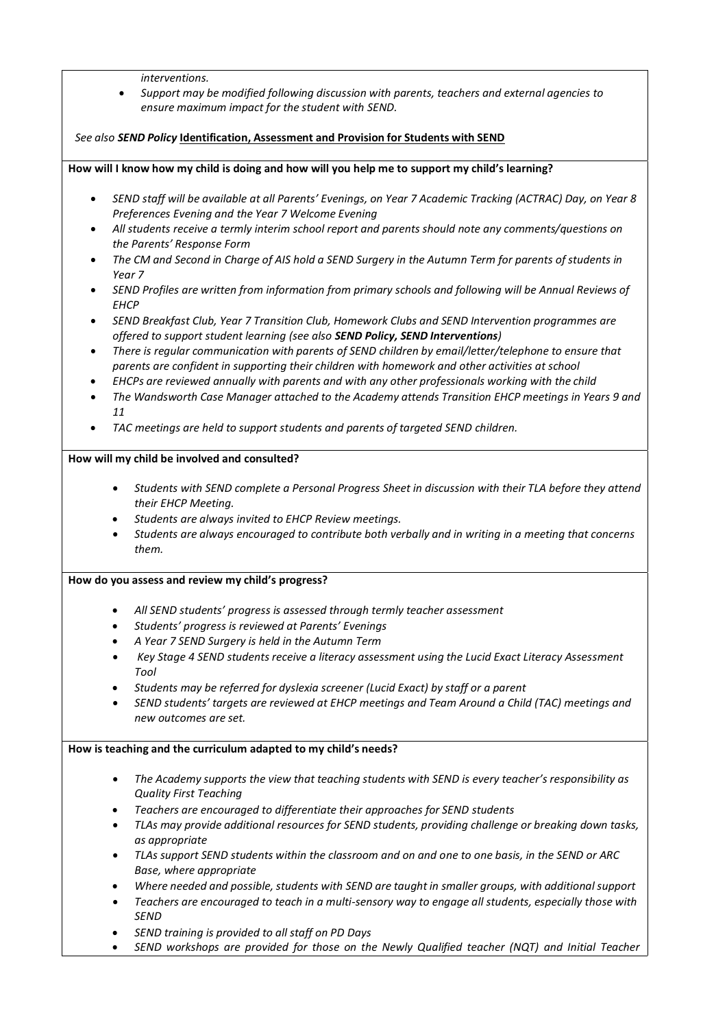*interventions.*

- *Support may be modified following discussion with parents, teachers and external agencies to ensure maximum impact for the student with SEND.*

*See also **SEND Policy*** **Identification, Assessment and Provision for Students with SEND**

**How will I know how my child is doing and how will you help me to support my child's learning?**

- *SEND staff will be available at all Parents' Evenings, on Year 7 Academic Tracking (ACTRAC) Day, on Year 8 Preferences Evening and the Year 7 Welcome Evening*
- *All students receive a termly interim school report and parents should note any comments/questions on the Parents' Response Form*
- *The CM and Second in Charge of AIS hold a SEND Surgery in the Autumn Term for parents of students in Year 7*
- *SEND Profiles are written from information from primary schools and following will be Annual Reviews of EHCP*
- *SEND Breakfast Club, Year 7 Transition Club, Homework Clubs and SEND Intervention programmes are offered to support student learning (see also **SEND Policy, SEND Interventions**)*
- *There is regular communication with parents of SEND children by email/letter/telephone to ensure that parents are confident in supporting their children with homework and other activities at school*
- *EHCPs are reviewed annually with parents and with any other professionals working with the child*
- *The Wandsworth Case Manager attached to the Academy attends Transition EHCP meetings in Years 9 and 11*
- *TAC meetings are held to support students and parents of targeted SEND children.*

**How will my child be involved and consulted?**

- *Students with SEND complete a Personal Progress Sheet in discussion with their TLA before they attend their EHCP Meeting.*
- *Students are always invited to EHCP Review meetings.*
- *Students are always encouraged to contribute both verbally and in writing in a meeting that concerns them.*

**How do you assess and review my child's progress?**

- *All SEND students' progress is assessed through termly teacher assessment*
- *Students' progress is reviewed at Parents' Evenings*
- *A Year 7 SEND Surgery is held in the Autumn Term*
- *Key Stage 4 SEND students receive a literacy assessment using the Lucid Exact Literacy Assessment Tool*
- *Students may be referred for dyslexia screener (Lucid Exact) by staff or a parent*
- *SEND students' targets are reviewed at EHCP meetings and Team Around a Child (TAC) meetings and new outcomes are set.*

**How is teaching and the curriculum adapted to my child's needs?**

- *The Academy supports the view that teaching students with SEND is every teacher's responsibility as Quality First Teaching*
- *Teachers are encouraged to differentiate their approaches for SEND students*
- *TLAs may provide additional resources for SEND students, providing challenge or breaking down tasks, as appropriate*
- *TLAs support SEND students within the classroom and on and one to one basis, in the SEND or ARC Base, where appropriate*
- *Where needed and possible, students with SEND are taught in smaller groups, with additional support*
- *Teachers are encouraged to teach in a multi-sensory way to engage all students, especially those with SEND*
- *SEND training is provided to all staff on PD Days*
- *SEND workshops are provided for those on the Newly Qualified teacher (NQT) and Initial Teacher*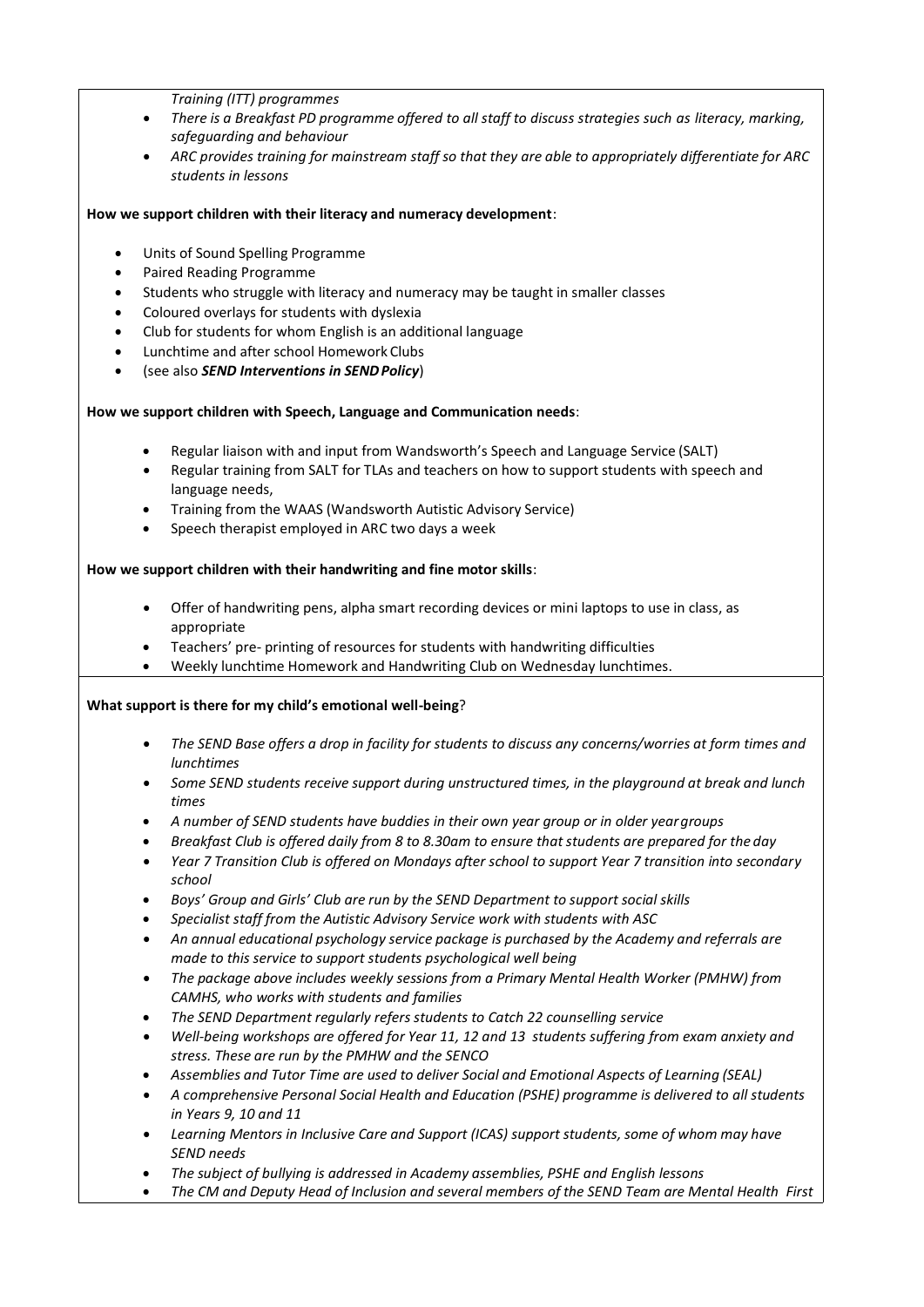*Training (ITT) programmes*

- *There is a Breakfast PD programme offered to all staff to discuss strategies such as literacy, marking, safeguarding and behaviour*
- *ARC provides training for mainstream staff so that they are able to appropriately differentiate for ARC students in lessons*

**How we support children with their literacy and numeracy development**:

- Units of Sound Spelling Programme
- Paired Reading Programme
- Students who struggle with literacy and numeracy may be taught in smaller classes
- Coloured overlays for students with dyslexia
- Club for students for whom English is an additional language
- Lunchtime and after school Homework Clubs
- (see also ***SEND Interventions in SEND Policy***)

**How we support children with Speech, Language and Communication needs**:

- Regular liaison with and input from Wandsworth's Speech and Language Service (SALT)
- Regular training from SALT for TLAs and teachers on how to support students with speech and language needs,
- Training from the WAAS (Wandsworth Autistic Advisory Service)
- Speech therapist employed in ARC two days a week

**How we support children with their handwriting and fine motor skills**:

- Offer of handwriting pens, alpha smart recording devices or mini laptops to use in class, as appropriate
- Teachers' pre- printing of resources for students with handwriting difficulties
- Weekly lunchtime Homework and Handwriting Club on Wednesday lunchtimes.

**What support is there for my child's emotional well-being**?

- *The SEND Base offers a drop in facility for students to discuss any concerns/worries at form times and lunchtimes*
- *Some SEND students receive support during unstructured times, in the playground at break and lunch times*
- *A number of SEND students have buddies in their own year group or in older year groups*
- *Breakfast Club is offered daily from 8 to 8.30am to ensure that students are prepared for the day*
- *Year 7 Transition Club is offered on Mondays after school to support Year 7 transition into secondary school*
- *Boys' Group and Girls' Club are run by the SEND Department to support social skills*
- *Specialist staff from the Autistic Advisory Service work with students with ASC*
- *An annual educational psychology service package is purchased by the Academy and referrals are made to this service to support students psychological well being*
- *The package above includes weekly sessions from a Primary Mental Health Worker (PMHW) from CAMHS, who works with students and families*
- *The SEND Department regularly refers students to Catch 22 counselling service*
- *Well-being workshops are offered for Year 11, 12 and 13 students suffering from exam anxiety and stress. These are run by the PMHW and the SENCO*
- *Assemblies and Tutor Time are used to deliver Social and Emotional Aspects of Learning (SEAL)*
- *A comprehensive Personal Social Health and Education (PSHE) programme is delivered to all students in Years 9, 10 and 11*
- *Learning Mentors in Inclusive Care and Support (ICAS) support students, some of whom may have SEND needs*
- *The subject of bullying is addressed in Academy assemblies, PSHE and English lessons*
- *The CM and Deputy Head of Inclusion and several members of the SEND Team are Mental Health First*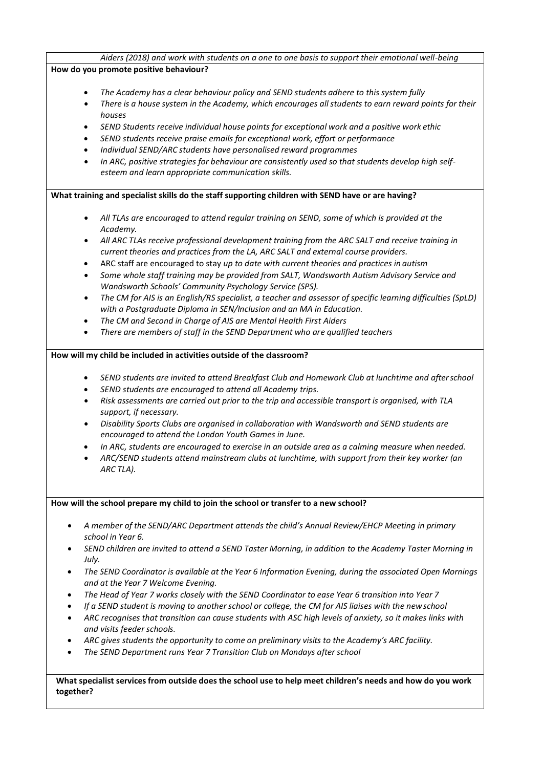*Aiders (2018) and work with students on a one to one basis to support their emotional well-being*

**How do you promote positive behaviour?**

- *The Academy has a clear behaviour policy and SEND students adhere to this system fully*
- *There is a house system in the Academy, which encourages all students to earn reward points for their houses*
- *SEND Students receive individual house points for exceptional work and a positive work ethic*
- *SEND students receive praise emails for exceptional work, effort or performance*
- *Individual SEND/ARC students have personalised reward programmes*
- *In ARC, positive strategies for behaviour are consistently used so that students develop high self-esteem and learn appropriate communication skills.*

**What training and specialist skills do the staff supporting children with SEND have or are having?**

- *All TLAs are encouraged to attend regular training on SEND, some of which is provided at the Academy.*
- *All ARC TLAs receive professional development training from the ARC SALT and receive training in current theories and practices from the LA, ARC SALT and external course providers.*
- ARC staff are encouraged to stay *up to date with current theories and practices in autism*
- *Some whole staff training may be provided from SALT, Wandsworth Autism Advisory Service and Wandsworth Schools' Community Psychology Service (SPS).*
- *The CM for AIS is an English/RS specialist, a teacher and assessor of specific learning difficulties (SpLD) with a Postgraduate Diploma in SEN/Inclusion and an MA in Education.*
- *The CM and Second in Charge of AIS are Mental Health First Aiders*
- *There are members of staff in the SEND Department who are qualified teachers*

**How will my child be included in activities outside of the classroom?**

- *SEND students are invited to attend Breakfast Club and Homework Club at lunchtime and after school*
- *SEND students are encouraged to attend all Academy trips.*
- *Risk assessments are carried out prior to the trip and accessible transport is organised, with TLA support, if necessary.*
- *Disability Sports Clubs are organised in collaboration with Wandsworth and SEND students are encouraged to attend the London Youth Games in June.*
- *In ARC, students are encouraged to exercise in an outside area as a calming measure when needed.*
- *ARC/SEND students attend mainstream clubs at lunchtime, with support from their key worker (an ARC TLA).*

**How will the school prepare my child to join the school or transfer to a new school?**

- *A member of the SEND/ARC Department attends the child's Annual Review/EHCP Meeting in primary school in Year 6.*
- *SEND children are invited to attend a SEND Taster Morning, in addition to the Academy Taster Morning in July.*
- *The SEND Coordinator is available at the Year 6 Information Evening, during the associated Open Mornings and at the Year 7 Welcome Evening.*
- *The Head of Year 7 works closely with the SEND Coordinator to ease Year 6 transition into Year 7*
- *If a SEND student is moving to another school or college, the CM for AIS liaises with the new school*
- *ARC recognises that transition can cause students with ASC high levels of anxiety, so it makes links with and visits feeder schools.*
- *ARC gives students the opportunity to come on preliminary visits to the Academy's ARC facility.*
- *The SEND Department runs Year 7 Transition Club on Mondays after school*

**What specialist services from outside does the school use to help meet children's needs and how do you work together?**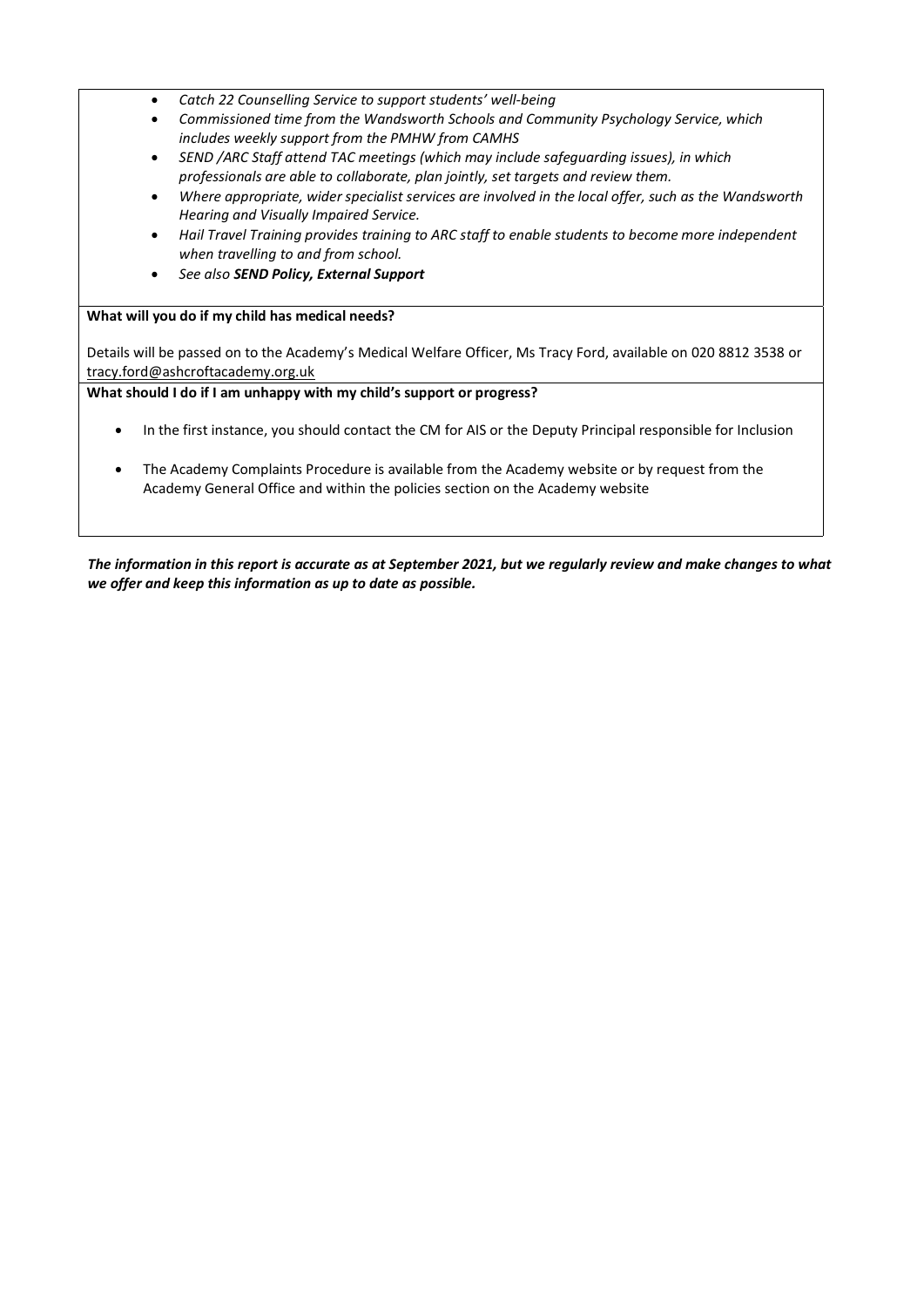- *Catch 22 Counselling Service to support students' well-being*
- *Commissioned time from the Wandsworth Schools and Community Psychology Service, which includes weekly support from the PMHW from CAMHS*
- *SEND /ARC Staff attend TAC meetings (which may include safeguarding issues), in which professionals are able to collaborate, plan jointly, set targets and review them.*
- *Where appropriate, wider specialist services are involved in the local offer, such as the Wandsworth Hearing and Visually Impaired Service.*
- *Hail Travel Training provides training to ARC staff to enable students to become more independent when travelling to and from school.*
- *See also **SEND Policy, External Support***

**What will you do if my child has medical needs?**

Details will be passed on to the Academy's Medical Welfare Officer, Ms Tracy Ford, available on 020 8812 3538 or tracy.ford@ashcroftacademy.org.uk

**What should I do if I am unhappy with my child's support or progress?**

- In the first instance, you should contact the CM for AIS or the Deputy Principal responsible for Inclusion
- The Academy Complaints Procedure is available from the Academy website or by request from the Academy General Office and within the policies section on the Academy website

***The information in this report is accurate as at September 2021, but we regularly review and make changes to what we offer and keep this information as up to date as possible.***